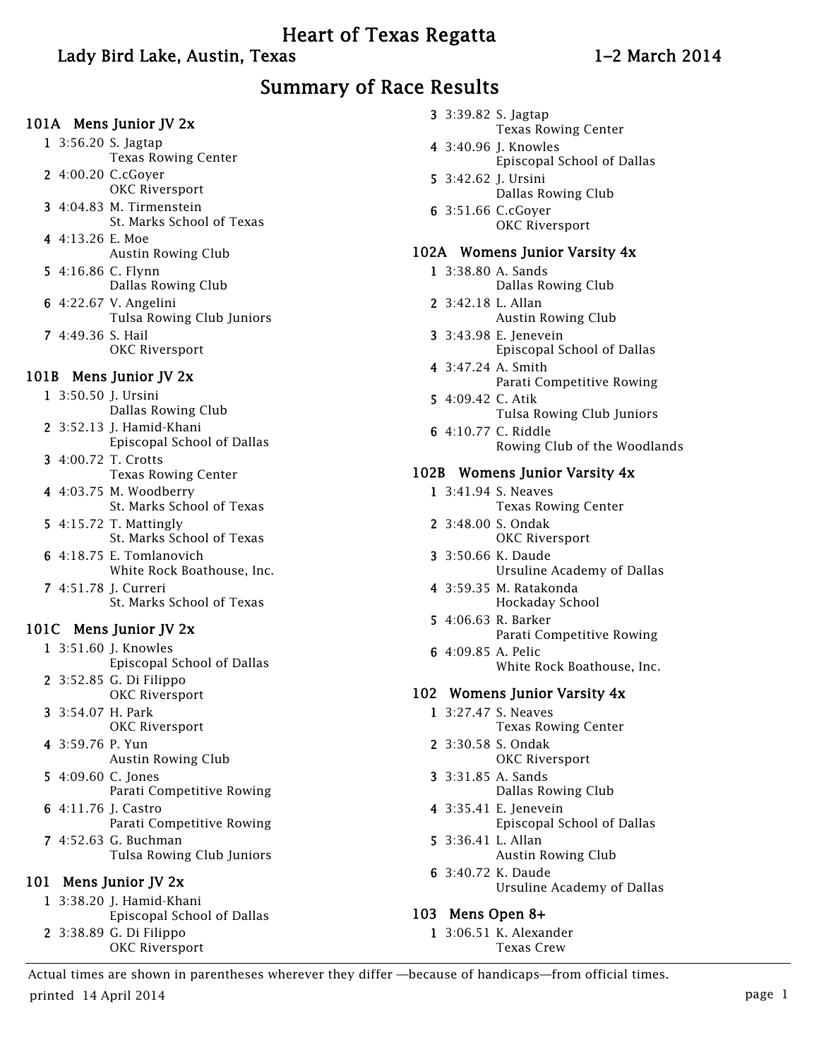# Heart of Texas Regatta

## Lady Bird Lake, Austin, Texas — 1–2 March 2014

## Summary of Race Results

### 101A Mens Junior JV 2x

1 3:56.20 S. Jagtap
Texas Rowing Center

2 4:00.20 C.cGoyer
OKC Riversport

3 4:04.83 M. Tirmenstein
St. Marks School of Texas

4 4:13.26 E. Moe
Austin Rowing Club

5 4:16.86 C. Flynn
Dallas Rowing Club

6 4:22.67 V. Angelini
Tulsa Rowing Club Juniors

7 4:49.36 S. Hail
OKC Riversport

### 101B Mens Junior JV 2x

1 3:50.50 J. Ursini
Dallas Rowing Club

2 3:52.13 J. Hamid-Khani
Episcopal School of Dallas

3 4:00.72 T. Crotts
Texas Rowing Center

4 4:03.75 M. Woodberry
St. Marks School of Texas

5 4:15.72 T. Mattingly
St. Marks School of Texas

6 4:18.75 E. Tomlanovich
White Rock Boathouse, Inc.

7 4:51.78 J. Curreri
St. Marks School of Texas

### 101C Mens Junior JV 2x

1 3:51.60 J. Knowles
Episcopal School of Dallas

2 3:52.85 G. Di Filippo
OKC Riversport

3 3:54.07 H. Park
OKC Riversport

4 3:59.76 P. Yun
Austin Rowing Club

5 4:09.60 C. Jones
Parati Competitive Rowing

6 4:11.76 J. Castro
Parati Competitive Rowing

7 4:52.63 G. Buchman
Tulsa Rowing Club Juniors

### 101 Mens Junior JV 2x

1 3:38.20 J. Hamid-Khani
Episcopal School of Dallas

2 3:38.89 G. Di Filippo
OKC Riversport

3 3:39.82 S. Jagtap
Texas Rowing Center

4 3:40.96 J. Knowles
Episcopal School of Dallas

5 3:42.62 J. Ursini
Dallas Rowing Club

6 3:51.66 C.cGoyer
OKC Riversport

### 102A Womens Junior Varsity 4x

1 3:38.80 A. Sands
Dallas Rowing Club

2 3:42.18 L. Allan
Austin Rowing Club

3 3:43.98 E. Jenevein
Episcopal School of Dallas

4 3:47.24 A. Smith
Parati Competitive Rowing

5 4:09.42 C. Atik
Tulsa Rowing Club Juniors

6 4:10.77 C. Riddle
Rowing Club of the Woodlands

### 102B Womens Junior Varsity 4x

1 3:41.94 S. Neaves
Texas Rowing Center

2 3:48.00 S. Ondak
OKC Riversport

3 3:50.66 K. Daude
Ursuline Academy of Dallas

4 3:59.35 M. Ratakonda
Hockaday School

5 4:06.63 R. Barker
Parati Competitive Rowing

6 4:09.85 A. Pelic
White Rock Boathouse, Inc.

### 102 Womens Junior Varsity 4x

1 3:27.47 S. Neaves
Texas Rowing Center

2 3:30.58 S. Ondak
OKC Riversport

3 3:31.85 A. Sands
Dallas Rowing Club

4 3:35.41 E. Jenevein
Episcopal School of Dallas

5 3:36.41 L. Allan
Austin Rowing Club

6 3:40.72 K. Daude
Ursuline Academy of Dallas

### 103 Mens Open 8+

1 3:06.51 K. Alexander
Texas Crew

Actual times are shown in parentheses wherever they differ —because of handicaps—from official times.

printed 14 April 2014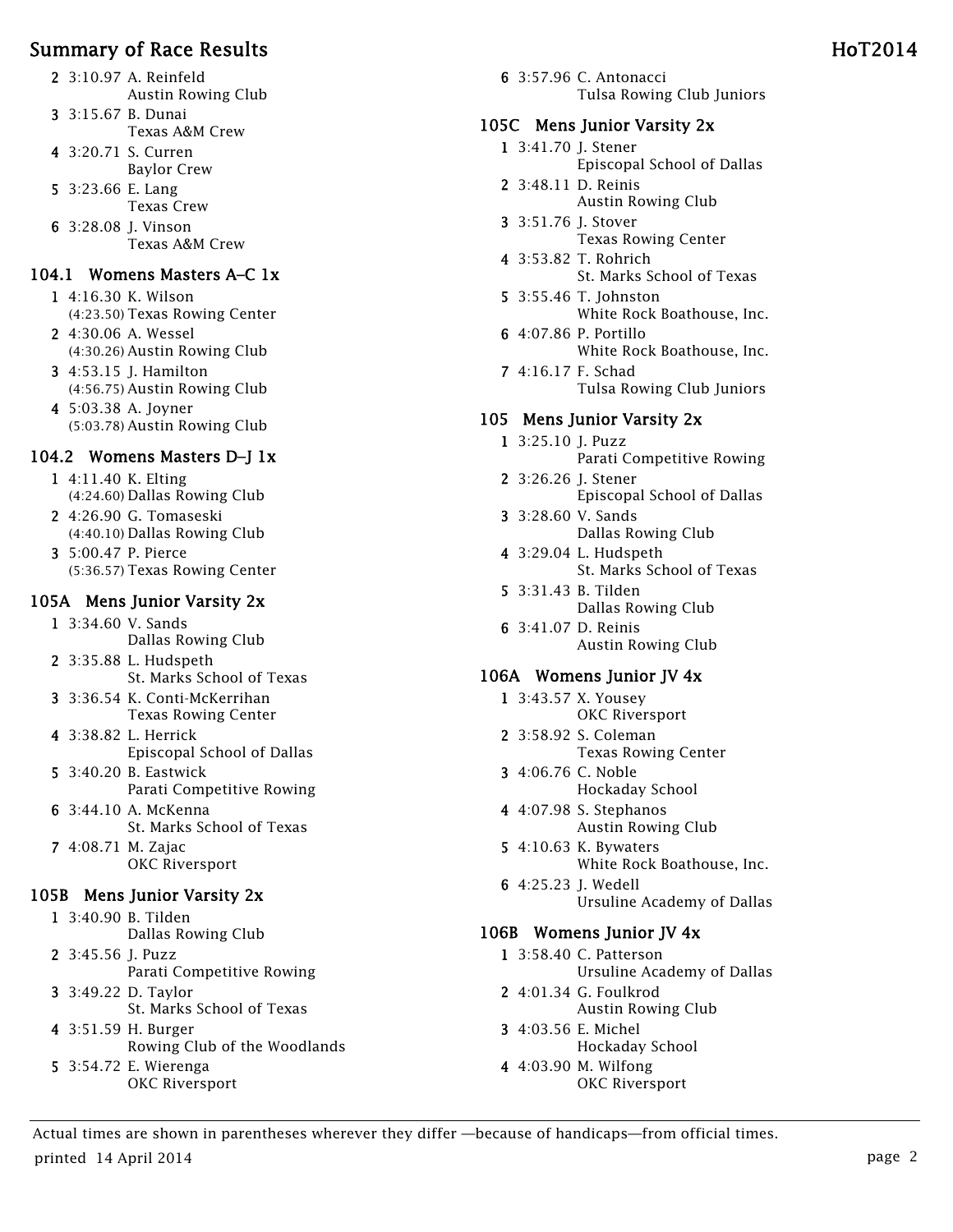2 3:10.97 A. Reinfeld
Austin Rowing Club

3 3:15.67 B. Dunai
Texas A&M Crew

4 3:20.71 S. Curren
Baylor Crew

5 3:23.66 E. Lang
Texas Crew

6 3:28.08 J. Vinson
Texas A&M Crew

## 104.1 Womens Masters A–C 1x

1 4:16.30 K. Wilson
(4:23.50) Texas Rowing Center

2 4:30.06 A. Wessel
(4:30.26) Austin Rowing Club

3 4:53.15 J. Hamilton
(4:56.75) Austin Rowing Club

4 5:03.38 A. Joyner
(5:03.78) Austin Rowing Club

## 104.2 Womens Masters D–J 1x

1 4:11.40 K. Elting
(4:24.60) Dallas Rowing Club

2 4:26.90 G. Tomaseski
(4:40.10) Dallas Rowing Club

3 5:00.47 P. Pierce
(5:36.57) Texas Rowing Center

## 105A Mens Junior Varsity 2x

1 3:34.60 V. Sands
Dallas Rowing Club

2 3:35.88 L. Hudspeth
St. Marks School of Texas

3 3:36.54 K. Conti-McKerrihan
Texas Rowing Center

4 3:38.82 L. Herrick
Episcopal School of Dallas

5 3:40.20 B. Eastwick
Parati Competitive Rowing

6 3:44.10 A. McKenna
St. Marks School of Texas

7 4:08.71 M. Zajac
OKC Riversport

## 105B Mens Junior Varsity 2x

1 3:40.90 B. Tilden
Dallas Rowing Club

2 3:45.56 J. Puzz
Parati Competitive Rowing

3 3:49.22 D. Taylor
St. Marks School of Texas

4 3:51.59 H. Burger
Rowing Club of the Woodlands

5 3:54.72 E. Wierenga
OKC Riversport

6 3:57.96 C. Antonacci
Tulsa Rowing Club Juniors

## 105C Mens Junior Varsity 2x

1 3:41.70 J. Stener
Episcopal School of Dallas

2 3:48.11 D. Reinis
Austin Rowing Club

3 3:51.76 J. Stover
Texas Rowing Center

4 3:53.82 T. Rohrich
St. Marks School of Texas

5 3:55.46 T. Johnston
White Rock Boathouse, Inc.

6 4:07.86 P. Portillo
White Rock Boathouse, Inc.

7 4:16.17 F. Schad
Tulsa Rowing Club Juniors

## 105 Mens Junior Varsity 2x

1 3:25.10 J. Puzz
Parati Competitive Rowing

2 3:26.26 J. Stener
Episcopal School of Dallas

3 3:28.60 V. Sands
Dallas Rowing Club

4 3:29.04 L. Hudspeth
St. Marks School of Texas

5 3:31.43 B. Tilden
Dallas Rowing Club

6 3:41.07 D. Reinis
Austin Rowing Club

## 106A Womens Junior JV 4x

1 3:43.57 X. Yousey
OKC Riversport

2 3:58.92 S. Coleman
Texas Rowing Center

3 4:06.76 C. Noble
Hockaday School

4 4:07.98 S. Stephanos
Austin Rowing Club

5 4:10.63 K. Bywaters
White Rock Boathouse, Inc.

6 4:25.23 J. Wedell
Ursuline Academy of Dallas

## 106B Womens Junior JV 4x

1 3:58.40 C. Patterson
Ursuline Academy of Dallas

2 4:01.34 G. Foulkrod
Austin Rowing Club

3 4:03.56 E. Michel
Hockaday School

4 4:03.90 M. Wilfong
OKC Riversport

Actual times are shown in parentheses wherever they differ —because of handicaps—from official times.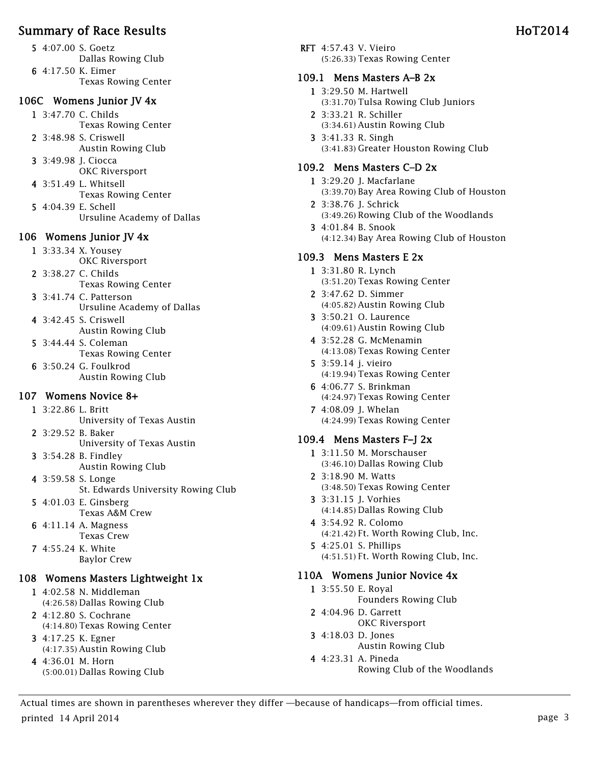5 4:07.00 S. Goetz
Dallas Rowing Club

6 4:17.50 K. Eimer
Texas Rowing Center

### 106C Womens Junior JV 4x

1 3:47.70 C. Childs
Texas Rowing Center

2 3:48.98 S. Criswell
Austin Rowing Club

3 3:49.98 J. Ciocca
OKC Riversport

4 3:51.49 L. Whitsell
Texas Rowing Center

5 4:04.39 E. Schell
Ursuline Academy of Dallas

### 106 Womens Junior JV 4x

1 3:33.34 X. Yousey
OKC Riversport

2 3:38.27 C. Childs
Texas Rowing Center

3 3:41.74 C. Patterson
Ursuline Academy of Dallas

4 3:42.45 S. Criswell
Austin Rowing Club

5 3:44.44 S. Coleman
Texas Rowing Center

6 3:50.24 G. Foulkrod
Austin Rowing Club

### 107 Womens Novice 8+

1 3:22.86 L. Britt
University of Texas Austin

2 3:29.52 B. Baker
University of Texas Austin

3 3:54.28 B. Findley
Austin Rowing Club

4 3:59.58 S. Longe
St. Edwards University Rowing Club

5 4:01.03 E. Ginsberg
Texas A&M Crew

6 4:11.14 A. Magness
Texas Crew

7 4:55.24 K. White
Baylor Crew

### 108 Womens Masters Lightweight 1x

1 4:02.58 N. Middleman
(4:26.58) Dallas Rowing Club

2 4:12.80 S. Cochrane
(4:14.80) Texas Rowing Center

3 4:17.25 K. Egner
(4:17.35) Austin Rowing Club

4 4:36.01 M. Horn
(5:00.01) Dallas Rowing Club

RFT 4:57.43 V. Vieiro
(5:26.33) Texas Rowing Center

### 109.1 Mens Masters A–B 2x

1 3:29.50 M. Hartwell
(3:31.70) Tulsa Rowing Club Juniors

2 3:33.21 R. Schiller
(3:34.61) Austin Rowing Club

3 3:41.33 R. Singh
(3:41.83) Greater Houston Rowing Club

### 109.2 Mens Masters C–D 2x

1 3:29.20 J. Macfarlane
(3:39.70) Bay Area Rowing Club of Houston

2 3:38.76 J. Schrick
(3:49.26) Rowing Club of the Woodlands

3 4:01.84 B. Snook
(4:12.34) Bay Area Rowing Club of Houston

### 109.3 Mens Masters E 2x

1 3:31.80 R. Lynch
(3:51.20) Texas Rowing Center

2 3:47.62 D. Simmer
(4:05.82) Austin Rowing Club

3 3:50.21 O. Laurence
(4:09.61) Austin Rowing Club

4 3:52.28 G. McMenamin
(4:13.08) Texas Rowing Center

5 3:59.14 j. vieiro
(4:19.94) Texas Rowing Center

6 4:06.77 S. Brinkman
(4:24.97) Texas Rowing Center

7 4:08.09 J. Whelan
(4:24.99) Texas Rowing Center

### 109.4 Mens Masters F–J 2x

1 3:11.50 M. Morschauser
(3:46.10) Dallas Rowing Club

2 3:18.90 M. Watts
(3:48.50) Texas Rowing Center

3 3:31.15 J. Vorhies
(4:14.85) Dallas Rowing Club

4 3:54.92 R. Colomo
(4:21.42) Ft. Worth Rowing Club, Inc.

5 4:25.01 S. Phillips
(4:51.51) Ft. Worth Rowing Club, Inc.

### 110A Womens Junior Novice 4x

1 3:55.50 E. Royal
Founders Rowing Club

2 4:04.96 D. Garrett
OKC Riversport

3 4:18.03 D. Jones
Austin Rowing Club

4 4:23.31 A. Pineda
Rowing Club of the Woodlands

Actual times are shown in parentheses wherever they differ —because of handicaps—from official times.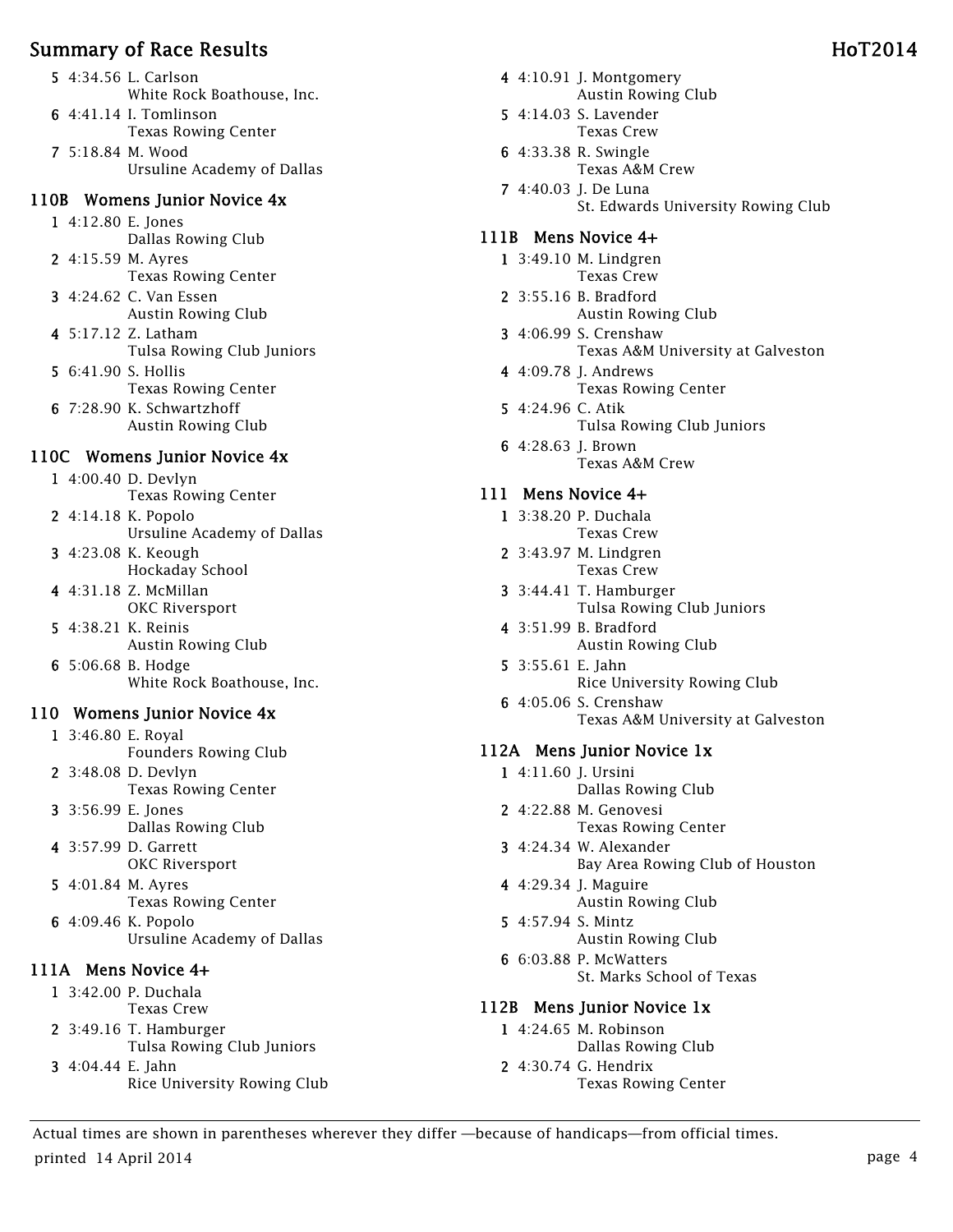5 4:34.56 L. Carlson
White Rock Boathouse, Inc.

6 4:41.14 I. Tomlinson
Texas Rowing Center

7 5:18.84 M. Wood
Ursuline Academy of Dallas

## 110B Womens Junior Novice 4x

1 4:12.80 E. Jones
Dallas Rowing Club

2 4:15.59 M. Ayres
Texas Rowing Center

3 4:24.62 C. Van Essen
Austin Rowing Club

4 5:17.12 Z. Latham
Tulsa Rowing Club Juniors

5 6:41.90 S. Hollis
Texas Rowing Center

6 7:28.90 K. Schwartzhoff
Austin Rowing Club

## 110C Womens Junior Novice 4x

1 4:00.40 D. Devlyn
Texas Rowing Center

2 4:14.18 K. Popolo
Ursuline Academy of Dallas

3 4:23.08 K. Keough
Hockaday School

4 4:31.18 Z. McMillan
OKC Riversport

5 4:38.21 K. Reinis
Austin Rowing Club

6 5:06.68 B. Hodge
White Rock Boathouse, Inc.

## 110 Womens Junior Novice 4x

1 3:46.80 E. Royal
Founders Rowing Club

2 3:48.08 D. Devlyn
Texas Rowing Center

3 3:56.99 E. Jones
Dallas Rowing Club

4 3:57.99 D. Garrett
OKC Riversport

5 4:01.84 M. Ayres
Texas Rowing Center

6 4:09.46 K. Popolo
Ursuline Academy of Dallas

## 111A Mens Novice 4+

1 3:42.00 P. Duchala
Texas Crew

2 3:49.16 T. Hamburger
Tulsa Rowing Club Juniors

3 4:04.44 E. Jahn
Rice University Rowing Club

4 4:10.91 J. Montgomery
Austin Rowing Club

5 4:14.03 S. Lavender
Texas Crew

6 4:33.38 R. Swingle
Texas A&M Crew

7 4:40.03 J. De Luna
St. Edwards University Rowing Club

## 111B Mens Novice 4+

1 3:49.10 M. Lindgren
Texas Crew

2 3:55.16 B. Bradford
Austin Rowing Club

3 4:06.99 S. Crenshaw
Texas A&M University at Galveston

4 4:09.78 J. Andrews
Texas Rowing Center

5 4:24.96 C. Atik
Tulsa Rowing Club Juniors

6 4:28.63 J. Brown
Texas A&M Crew

## 111 Mens Novice 4+

1 3:38.20 P. Duchala
Texas Crew

2 3:43.97 M. Lindgren
Texas Crew

3 3:44.41 T. Hamburger
Tulsa Rowing Club Juniors

4 3:51.99 B. Bradford
Austin Rowing Club

5 3:55.61 E. Jahn
Rice University Rowing Club

6 4:05.06 S. Crenshaw
Texas A&M University at Galveston

## 112A Mens Junior Novice 1x

1 4:11.60 J. Ursini
Dallas Rowing Club

2 4:22.88 M. Genovesi
Texas Rowing Center

3 4:24.34 W. Alexander
Bay Area Rowing Club of Houston

4 4:29.34 J. Maguire
Austin Rowing Club

5 4:57.94 S. Mintz
Austin Rowing Club

6 6:03.88 P. McWatters
St. Marks School of Texas

## 112B Mens Junior Novice 1x

1 4:24.65 M. Robinson
Dallas Rowing Club

2 4:30.74 G. Hendrix
Texas Rowing Center

Actual times are shown in parentheses wherever they differ —because of handicaps—from official times.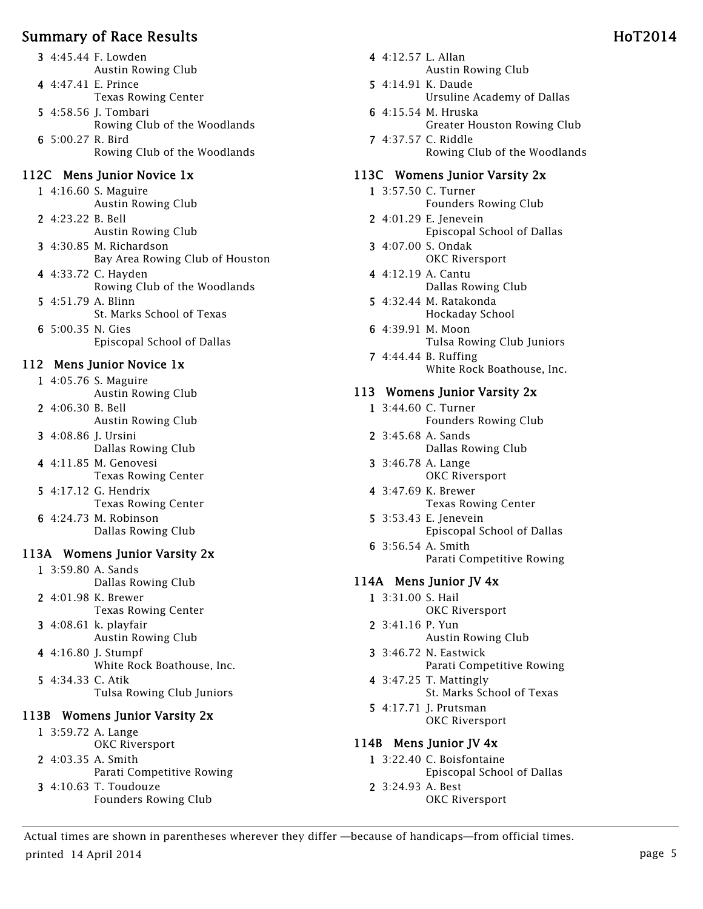| Place | Time | Name | Club |
|---|---|---|---|
| 3 | 4:45.44 | F. Lowden | Austin Rowing Club |
| 4 | 4:47.41 | E. Prince | Texas Rowing Center |
| 5 | 4:58.56 | J. Tombari | Rowing Club of the Woodlands |
| 6 | 5:00.27 | R. Bird | Rowing Club of the Woodlands |

## 112C Mens Junior Novice 1x

| Place | Time | Name | Club |
|---|---|---|---|
| 1 | 4:16.60 | S. Maguire | Austin Rowing Club |
| 2 | 4:23.22 | B. Bell | Austin Rowing Club |
| 3 | 4:30.85 | M. Richardson | Bay Area Rowing Club of Houston |
| 4 | 4:33.72 | C. Hayden | Rowing Club of the Woodlands |
| 5 | 4:51.79 | A. Blinn | St. Marks School of Texas |
| 6 | 5:00.35 | N. Gies | Episcopal School of Dallas |

## 112 Mens Junior Novice 1x

| Place | Time | Name | Club |
|---|---|---|---|
| 1 | 4:05.76 | S. Maguire | Austin Rowing Club |
| 2 | 4:06.30 | B. Bell | Austin Rowing Club |
| 3 | 4:08.86 | J. Ursini | Dallas Rowing Club |
| 4 | 4:11.85 | M. Genovesi | Texas Rowing Center |
| 5 | 4:17.12 | G. Hendrix | Texas Rowing Center |
| 6 | 4:24.73 | M. Robinson | Dallas Rowing Club |

## 113A Womens Junior Varsity 2x

| Place | Time | Name | Club |
|---|---|---|---|
| 1 | 3:59.80 | A. Sands | Dallas Rowing Club |
| 2 | 4:01.98 | K. Brewer | Texas Rowing Center |
| 3 | 4:08.61 | k. playfair | Austin Rowing Club |
| 4 | 4:16.80 | J. Stumpf | White Rock Boathouse, Inc. |
| 5 | 4:34.33 | C. Atik | Tulsa Rowing Club Juniors |

## 113B Womens Junior Varsity 2x

| Place | Time | Name | Club |
|---|---|---|---|
| 1 | 3:59.72 | A. Lange | OKC Riversport |
| 2 | 4:03.35 | A. Smith | Parati Competitive Rowing |
| 3 | 4:10.63 | T. Toudouze | Founders Rowing Club |
| 4 | 4:12.57 | L. Allan | Austin Rowing Club |
| 5 | 4:14.91 | K. Daude | Ursuline Academy of Dallas |
| 6 | 4:15.54 | M. Hruska | Greater Houston Rowing Club |
| 7 | 4:37.57 | C. Riddle | Rowing Club of the Woodlands |

## 113C Womens Junior Varsity 2x

| Place | Time | Name | Club |
|---|---|---|---|
| 1 | 3:57.50 | C. Turner | Founders Rowing Club |
| 2 | 4:01.29 | E. Jenevein | Episcopal School of Dallas |
| 3 | 4:07.00 | S. Ondak | OKC Riversport |
| 4 | 4:12.19 | A. Cantu | Dallas Rowing Club |
| 5 | 4:32.44 | M. Ratakonda | Hockaday School |
| 6 | 4:39.91 | M. Moon | Tulsa Rowing Club Juniors |
| 7 | 4:44.44 | B. Ruffing | White Rock Boathouse, Inc. |

## 113 Womens Junior Varsity 2x

| Place | Time | Name | Club |
|---|---|---|---|
| 1 | 3:44.60 | C. Turner | Founders Rowing Club |
| 2 | 3:45.68 | A. Sands | Dallas Rowing Club |
| 3 | 3:46.78 | A. Lange | OKC Riversport |
| 4 | 3:47.69 | K. Brewer | Texas Rowing Center |
| 5 | 3:53.43 | E. Jenevein | Episcopal School of Dallas |
| 6 | 3:56.54 | A. Smith | Parati Competitive Rowing |

## 114A Mens Junior JV 4x

| Place | Time | Name | Club |
|---|---|---|---|
| 1 | 3:31.00 | S. Hail | OKC Riversport |
| 2 | 3:41.16 | P. Yun | Austin Rowing Club |
| 3 | 3:46.72 | N. Eastwick | Parati Competitive Rowing |
| 4 | 3:47.25 | T. Mattingly | St. Marks School of Texas |
| 5 | 4:17.71 | J. Prutsman | OKC Riversport |

## 114B Mens Junior JV 4x

| Place | Time | Name | Club |
|---|---|---|---|
| 1 | 3:22.40 | C. Boisfontaine | Episcopal School of Dallas |
| 2 | 3:24.93 | A. Best | OKC Riversport |

Actual times are shown in parentheses wherever they differ —because of handicaps—from official times.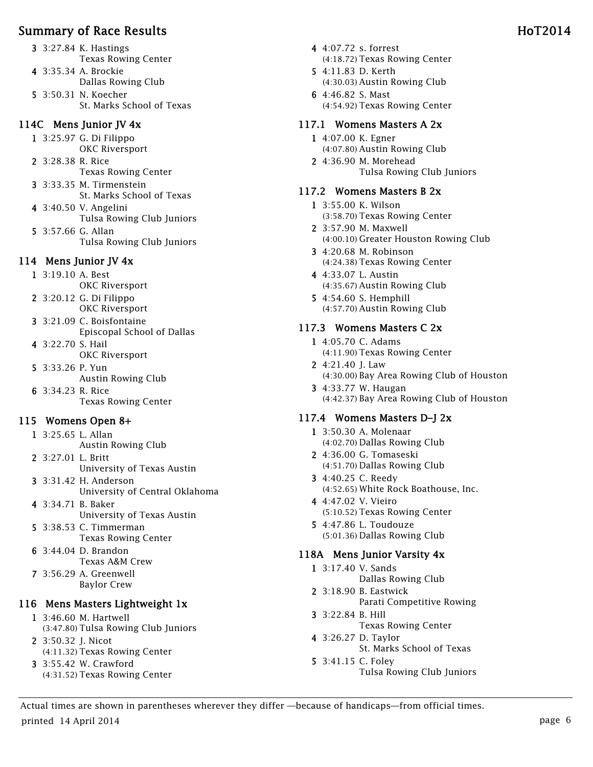| Place | Time | Name / Club |
|---|---|---|
| 3 | 3:27.84 | K. Hastings, Texas Rowing Center |
| 4 | 3:35.34 | A. Brockie, Dallas Rowing Club |
| 5 | 3:50.31 | N. Koecher, St. Marks School of Texas |

## 114C Mens Junior JV 4x

| Place | Time | Name / Club |
|---|---|---|
| 1 | 3:25.97 | G. Di Filippo, OKC Riversport |
| 2 | 3:28.38 | R. Rice, Texas Rowing Center |
| 3 | 3:33.35 | M. Tirmenstein, St. Marks School of Texas |
| 4 | 3:40.50 | V. Angelini, Tulsa Rowing Club Juniors |
| 5 | 3:57.66 | G. Allan, Tulsa Rowing Club Juniors |

## 114 Mens Junior JV 4x

| Place | Time | Name / Club |
|---|---|---|
| 1 | 3:19.10 | A. Best, OKC Riversport |
| 2 | 3:20.12 | G. Di Filippo, OKC Riversport |
| 3 | 3:21.09 | C. Boisfontaine, Episcopal School of Dallas |
| 4 | 3:22.70 | S. Hail, OKC Riversport |
| 5 | 3:33.26 | P. Yun, Austin Rowing Club |
| 6 | 3:34.23 | R. Rice, Texas Rowing Center |

## 115 Womens Open 8+

| Place | Time | Name / Club |
|---|---|---|
| 1 | 3:25.65 | L. Allan, Austin Rowing Club |
| 2 | 3:27.01 | L. Britt, University of Texas Austin |
| 3 | 3:31.42 | H. Anderson, University of Central Oklahoma |
| 4 | 3:34.71 | B. Baker, University of Texas Austin |
| 5 | 3:38.53 | C. Timmerman, Texas Rowing Center |
| 6 | 3:44.04 | D. Brandon, Texas A&M Crew |
| 7 | 3:56.29 | A. Greenwell, Baylor Crew |

## 116 Mens Masters Lightweight 1x

| Place | Time | Actual | Name / Club |
|---|---|---|---|
| 1 | 3:46.60 | (3:47.80) | M. Hartwell, Tulsa Rowing Club Juniors |
| 2 | 3:50.32 | (4:11.32) | J. Nicot, Texas Rowing Center |
| 3 | 3:55.42 | (4:31.52) | W. Crawford, Texas Rowing Center |
| 4 | 4:07.72 | (4:18.72) | s. forrest, Texas Rowing Center |
| 5 | 4:11.83 | (4:30.03) | D. Kerth, Austin Rowing Club |
| 6 | 4:46.82 | (4:54.92) | S. Mast, Texas Rowing Center |

## 117.1 Womens Masters A 2x

| Place | Time | Actual | Name / Club |
|---|---|---|---|
| 1 | 4:07.00 | (4:07.80) | K. Egner, Austin Rowing Club |
| 2 | 4:36.90 | | M. Morehead, Tulsa Rowing Club Juniors |

## 117.2 Womens Masters B 2x

| Place | Time | Actual | Name / Club |
|---|---|---|---|
| 1 | 3:55.00 | (3:58.70) | K. Wilson, Texas Rowing Center |
| 2 | 3:57.90 | (4:00.10) | M. Maxwell, Greater Houston Rowing Club |
| 3 | 4:20.68 | (4:24.38) | M. Robinson, Texas Rowing Center |
| 4 | 4:33.07 | (4:35.67) | L. Austin, Austin Rowing Club |
| 5 | 4:54.60 | (4:57.70) | S. Hemphill, Austin Rowing Club |

## 117.3 Womens Masters C 2x

| Place | Time | Actual | Name / Club |
|---|---|---|---|
| 1 | 4:05.70 | (4:11.90) | C. Adams, Texas Rowing Center |
| 2 | 4:21.40 | (4:30.00) | J. Law, Bay Area Rowing Club of Houston |
| 3 | 4:33.77 | (4:42.37) | W. Haugan, Bay Area Rowing Club of Houston |

## 117.4 Womens Masters D–J 2x

| Place | Time | Actual | Name / Club |
|---|---|---|---|
| 1 | 3:50.30 | (4:02.70) | A. Molenaar, Dallas Rowing Club |
| 2 | 4:36.00 | (4:51.70) | G. Tomaseski, Dallas Rowing Club |
| 3 | 4:40.25 | (4:52.65) | C. Reedy, White Rock Boathouse, Inc. |
| 4 | 4:47.02 | (5:10.52) | V. Vieiro, Texas Rowing Center |
| 5 | 4:47.86 | (5:01.36) | L. Toudouze, Dallas Rowing Club |

## 118A Mens Junior Varsity 4x

| Place | Time | Name / Club |
|---|---|---|
| 1 | 3:17.40 | V. Sands, Dallas Rowing Club |
| 2 | 3:18.90 | B. Eastwick, Parati Competitive Rowing |
| 3 | 3:22.84 | B. Hill, Texas Rowing Center |
| 4 | 3:26.27 | D. Taylor, St. Marks School of Texas |
| 5 | 3:41.15 | C. Foley, Tulsa Rowing Club Juniors |

Actual times are shown in parentheses wherever they differ —because of handicaps—from official times.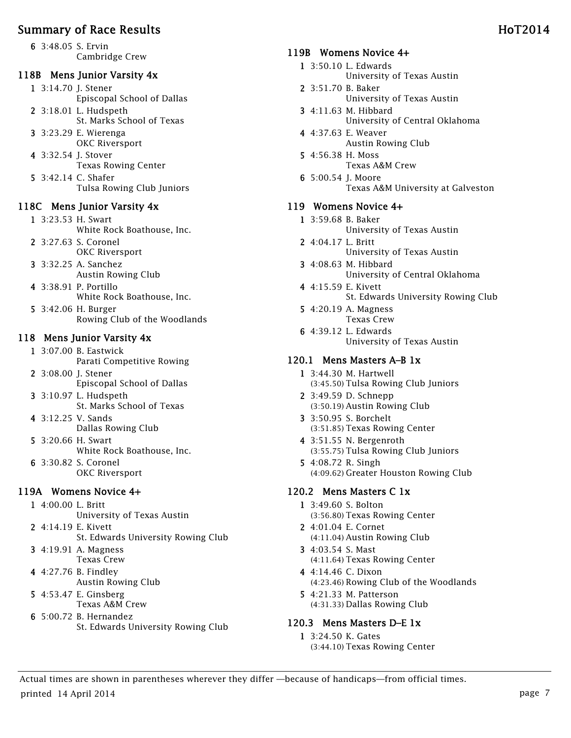6 3:48.05 S. Ervin
Cambridge Crew

## 118B Mens Junior Varsity 4x

1 3:14.70 J. Stener
Episcopal School of Dallas

2 3:18.01 L. Hudspeth
St. Marks School of Texas

3 3:23.29 E. Wierenga
OKC Riversport

4 3:32.54 J. Stover
Texas Rowing Center

5 3:42.14 C. Shafer
Tulsa Rowing Club Juniors

## 118C Mens Junior Varsity 4x

1 3:23.53 H. Swart
White Rock Boathouse, Inc.

2 3:27.63 S. Coronel
OKC Riversport

3 3:32.25 A. Sanchez
Austin Rowing Club

4 3:38.91 P. Portillo
White Rock Boathouse, Inc.

5 3:42.06 H. Burger
Rowing Club of the Woodlands

## 118 Mens Junior Varsity 4x

1 3:07.00 B. Eastwick
Parati Competitive Rowing

2 3:08.00 J. Stener
Episcopal School of Dallas

3 3:10.97 L. Hudspeth
St. Marks School of Texas

4 3:12.25 V. Sands
Dallas Rowing Club

5 3:20.66 H. Swart
White Rock Boathouse, Inc.

6 3:30.82 S. Coronel
OKC Riversport

## 119A Womens Novice 4+

1 4:00.00 L. Britt
University of Texas Austin

2 4:14.19 E. Kivett
St. Edwards University Rowing Club

3 4:19.91 A. Magness
Texas Crew

4 4:27.76 B. Findley
Austin Rowing Club

5 4:53.47 E. Ginsberg
Texas A&M Crew

6 5:00.72 B. Hernandez
St. Edwards University Rowing Club

## 119B Womens Novice 4+

1 3:50.10 L. Edwards
University of Texas Austin

2 3:51.70 B. Baker
University of Texas Austin

3 4:11.63 M. Hibbard
University of Central Oklahoma

4 4:37.63 E. Weaver
Austin Rowing Club

5 4:56.38 H. Moss
Texas A&M Crew

6 5:00.54 J. Moore
Texas A&M University at Galveston

## 119 Womens Novice 4+

1 3:59.68 B. Baker
University of Texas Austin

2 4:04.17 L. Britt
University of Texas Austin

3 4:08.63 M. Hibbard
University of Central Oklahoma

4 4:15.59 E. Kivett
St. Edwards University Rowing Club

5 4:20.19 A. Magness
Texas Crew

6 4:39.12 L. Edwards
University of Texas Austin

## 120.1 Mens Masters A–B 1x

1 3:44.30 M. Hartwell
(3:45.50) Tulsa Rowing Club Juniors

2 3:49.59 D. Schnepp
(3:50.19) Austin Rowing Club

3 3:50.95 S. Borchelt
(3:51.85) Texas Rowing Center

4 3:51.55 N. Bergenroth
(3:55.75) Tulsa Rowing Club Juniors

5 4:08.72 R. Singh
(4:09.62) Greater Houston Rowing Club

## 120.2 Mens Masters C 1x

1 3:49.60 S. Bolton
(3:56.80) Texas Rowing Center

2 4:01.04 E. Cornet
(4:11.04) Austin Rowing Club

3 4:03.54 S. Mast
(4:11.64) Texas Rowing Center

4 4:14.46 C. Dixon
(4:23.46) Rowing Club of the Woodlands

5 4:21.33 M. Patterson
(4:31.33) Dallas Rowing Club

## 120.3 Mens Masters D–E 1x

1 3:24.50 K. Gates
(3:44.10) Texas Rowing Center

Actual times are shown in parentheses wherever they differ —because of handicaps—from official times.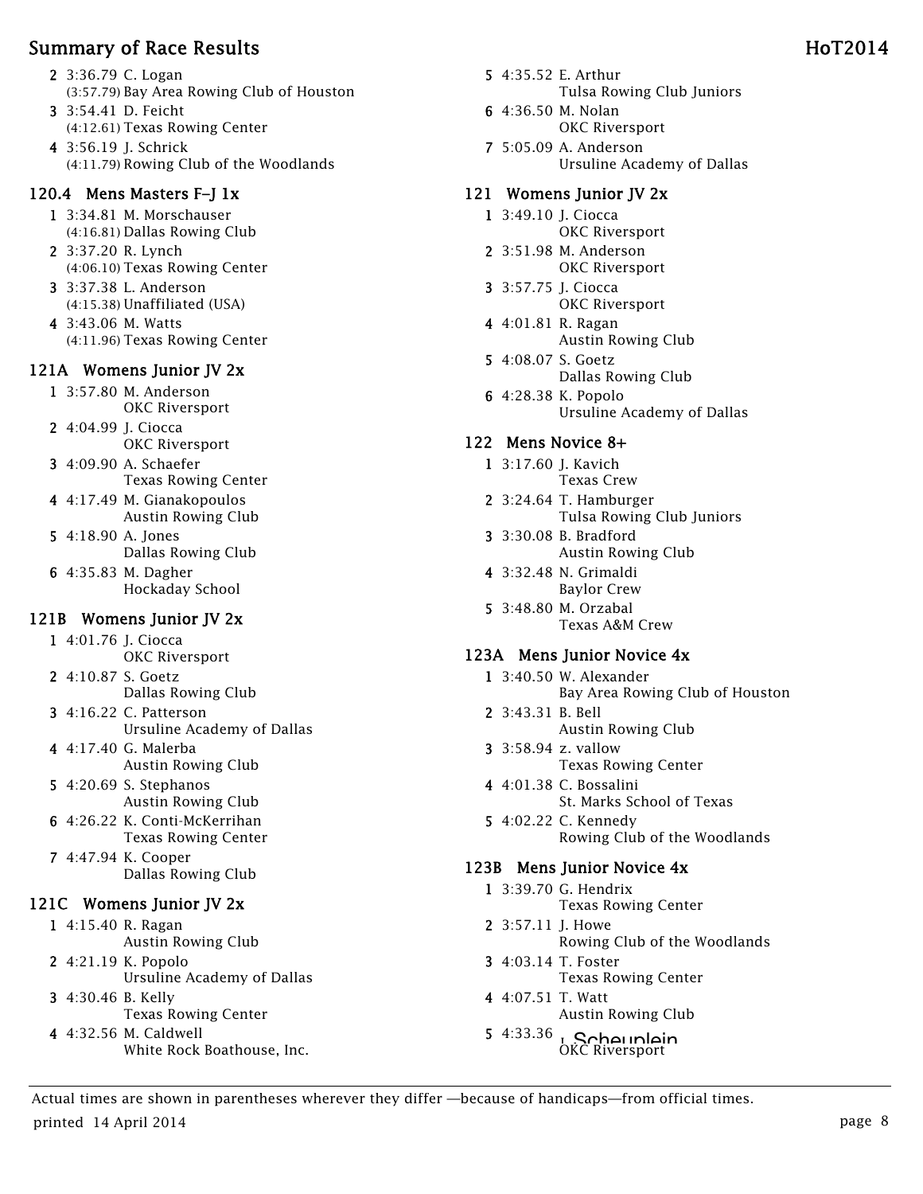2 3:36.79 C. Logan
(3:57.79) Bay Area Rowing Club of Houston

3 3:54.41 D. Feicht
(4:12.61) Texas Rowing Center

4 3:56.19 J. Schrick
(4:11.79) Rowing Club of the Woodlands

### 120.4 Mens Masters F–J 1x

1 3:34.81 M. Morschauser
(4:16.81) Dallas Rowing Club

2 3:37.20 R. Lynch
(4:06.10) Texas Rowing Center

3 3:37.38 L. Anderson
(4:15.38) Unaffiliated (USA)

4 3:43.06 M. Watts
(4:11.96) Texas Rowing Center

### 121A Womens Junior JV 2x

1 3:57.80 M. Anderson
OKC Riversport

2 4:04.99 J. Ciocca
OKC Riversport

3 4:09.90 A. Schaefer
Texas Rowing Center

4 4:17.49 M. Gianakopoulos
Austin Rowing Club

5 4:18.90 A. Jones
Dallas Rowing Club

6 4:35.83 M. Dagher
Hockaday School

### 121B Womens Junior JV 2x

1 4:01.76 J. Ciocca
OKC Riversport

2 4:10.87 S. Goetz
Dallas Rowing Club

3 4:16.22 C. Patterson
Ursuline Academy of Dallas

4 4:17.40 G. Malerba
Austin Rowing Club

5 4:20.69 S. Stephanos
Austin Rowing Club

6 4:26.22 K. Conti-McKerrihan
Texas Rowing Center

7 4:47.94 K. Cooper
Dallas Rowing Club

### 121C Womens Junior JV 2x

1 4:15.40 R. Ragan
Austin Rowing Club

2 4:21.19 K. Popolo
Ursuline Academy of Dallas

3 4:30.46 B. Kelly
Texas Rowing Center

4 4:32.56 M. Caldwell
White Rock Boathouse, Inc.

5 4:35.52 E. Arthur
Tulsa Rowing Club Juniors

6 4:36.50 M. Nolan
OKC Riversport

7 5:05.09 A. Anderson
Ursuline Academy of Dallas

### 121 Womens Junior JV 2x

1 3:49.10 J. Ciocca
OKC Riversport

2 3:51.98 M. Anderson
OKC Riversport

3 3:57.75 J. Ciocca
OKC Riversport

4 4:01.81 R. Ragan
Austin Rowing Club

5 4:08.07 S. Goetz
Dallas Rowing Club

6 4:28.38 K. Popolo
Ursuline Academy of Dallas

### 122 Mens Novice 8+

1 3:17.60 J. Kavich
Texas Crew

2 3:24.64 T. Hamburger
Tulsa Rowing Club Juniors

3 3:30.08 B. Bradford
Austin Rowing Club

4 3:32.48 N. Grimaldi
Baylor Crew

5 3:48.80 M. Orzabal
Texas A&M Crew

### 123A Mens Junior Novice 4x

1 3:40.50 W. Alexander
Bay Area Rowing Club of Houston

2 3:43.31 B. Bell
Austin Rowing Club

3 3:58.94 z. vallow
Texas Rowing Center

4 4:01.38 C. Bossalini
St. Marks School of Texas

5 4:02.22 C. Kennedy
Rowing Club of the Woodlands

### 123B Mens Junior Novice 4x

1 3:39.70 G. Hendrix
Texas Rowing Center

2 3:57.11 J. Howe
Rowing Club of the Woodlands

3 4:03.14 T. Foster
Texas Rowing Center

4 4:07.51 T. Watt
Austin Rowing Club

5 4:33.36 J. Scheuplein
OKC Riversport

Actual times are shown in parentheses wherever they differ —because of handicaps—from official times.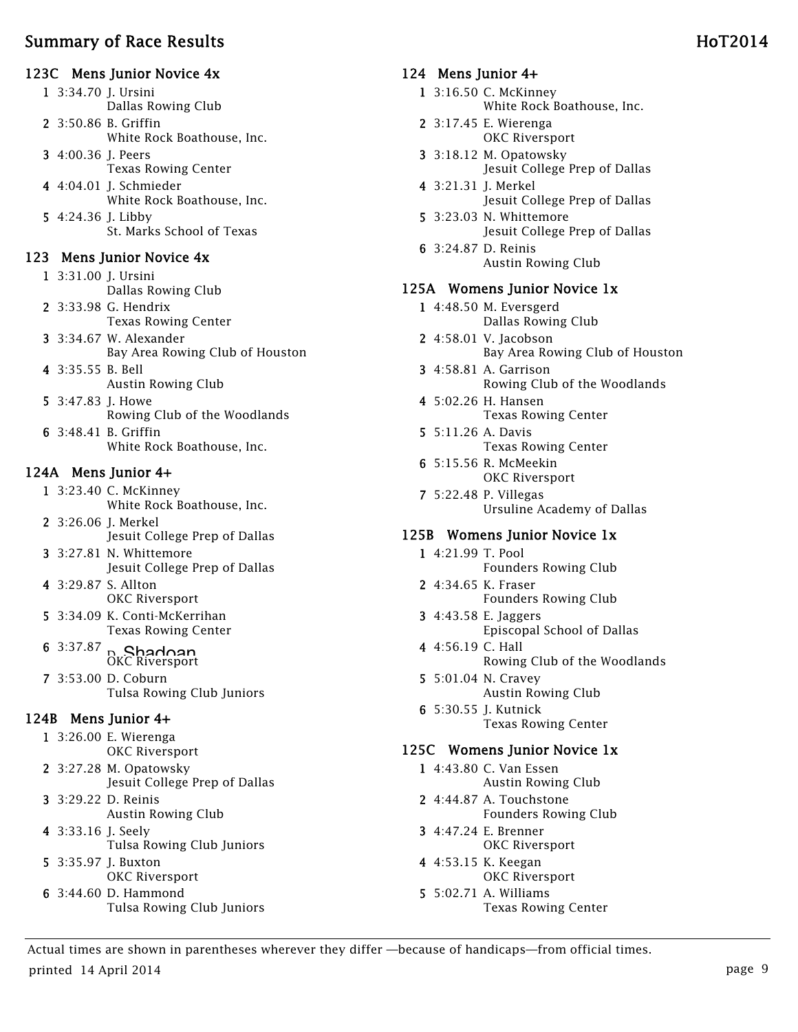## Summary of Race Results

### 123C Mens Junior Novice 4x

1. 3:34.70 J. Ursini
   Dallas Rowing Club
2. 3:50.86 B. Griffin
   White Rock Boathouse, Inc.
3. 4:00.36 J. Peers
   Texas Rowing Center
4. 4:04.01 J. Schmieder
   White Rock Boathouse, Inc.
5. 4:24.36 J. Libby
   St. Marks School of Texas

### 123 Mens Junior Novice 4x

1. 3:31.00 J. Ursini
   Dallas Rowing Club
2. 3:33.98 G. Hendrix
   Texas Rowing Center
3. 3:34.67 W. Alexander
   Bay Area Rowing Club of Houston
4. 3:35.55 B. Bell
   Austin Rowing Club
5. 3:47.83 J. Howe
   Rowing Club of the Woodlands
6. 3:48.41 B. Griffin
   White Rock Boathouse, Inc.

### 124A Mens Junior 4+

1. 3:23.40 C. McKinney
   White Rock Boathouse, Inc.
2. 3:26.06 J. Merkel
   Jesuit College Prep of Dallas
3. 3:27.81 N. Whittemore
   Jesuit College Prep of Dallas
4. 3:29.87 S. Allton
   OKC Riversport
5. 3:34.09 K. Conti-McKerrihan
   Texas Rowing Center
6. 3:37.87 D. Shadoan
   OKC Riversport
7. 3:53.00 D. Coburn
   Tulsa Rowing Club Juniors

### 124B Mens Junior 4+

1. 3:26.00 E. Wierenga
   OKC Riversport
2. 3:27.28 M. Opatowsky
   Jesuit College Prep of Dallas
3. 3:29.22 D. Reinis
   Austin Rowing Club
4. 3:33.16 J. Seely
   Tulsa Rowing Club Juniors
5. 3:35.97 J. Buxton
   OKC Riversport
6. 3:44.60 D. Hammond
   Tulsa Rowing Club Juniors

### 124 Mens Junior 4+

1. 3:16.50 C. McKinney
   White Rock Boathouse, Inc.
2. 3:17.45 E. Wierenga
   OKC Riversport
3. 3:18.12 M. Opatowsky
   Jesuit College Prep of Dallas
4. 3:21.31 J. Merkel
   Jesuit College Prep of Dallas
5. 3:23.03 N. Whittemore
   Jesuit College Prep of Dallas
6. 3:24.87 D. Reinis
   Austin Rowing Club

### 125A Womens Junior Novice 1x

1. 4:48.50 M. Eversgerd
   Dallas Rowing Club
2. 4:58.01 V. Jacobson
   Bay Area Rowing Club of Houston
3. 4:58.81 A. Garrison
   Rowing Club of the Woodlands
4. 5:02.26 H. Hansen
   Texas Rowing Center
5. 5:11.26 A. Davis
   Texas Rowing Center
6. 5:15.56 R. McMeekin
   OKC Riversport
7. 5:22.48 P. Villegas
   Ursuline Academy of Dallas

### 125B Womens Junior Novice 1x

1. 4:21.99 T. Pool
   Founders Rowing Club
2. 4:34.65 K. Fraser
   Founders Rowing Club
3. 4:43.58 E. Jaggers
   Episcopal School of Dallas
4. 4:56.19 C. Hall
   Rowing Club of the Woodlands
5. 5:01.04 N. Cravey
   Austin Rowing Club
6. 5:30.55 J. Kutnick
   Texas Rowing Center

### 125C Womens Junior Novice 1x

1. 4:43.80 C. Van Essen
   Austin Rowing Club
2. 4:44.87 A. Touchstone
   Founders Rowing Club
3. 4:47.24 E. Brenner
   OKC Riversport
4. 4:53.15 K. Keegan
   OKC Riversport
5. 5:02.71 A. Williams
   Texas Rowing Center

Actual times are shown in parentheses wherever they differ —because of handicaps—from official times.

printed 14 April 2014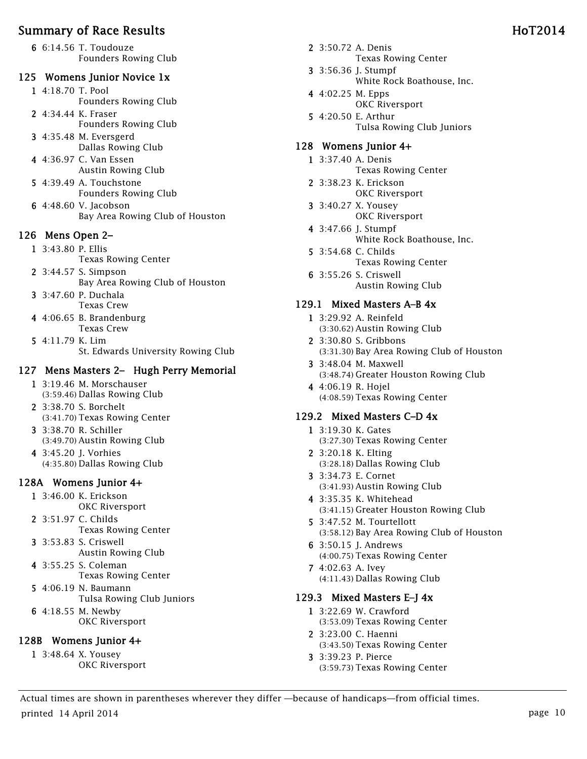6 6:14.56 T. Toudouze
Founders Rowing Club

## 125 Womens Junior Novice 1x

1 4:18.70 T. Pool
Founders Rowing Club

2 4:34.44 K. Fraser
Founders Rowing Club

3 4:35.48 M. Eversgerd
Dallas Rowing Club

4 4:36.97 C. Van Essen
Austin Rowing Club

5 4:39.49 A. Touchstone
Founders Rowing Club

6 4:48.60 V. Jacobson
Bay Area Rowing Club of Houston

## 126 Mens Open 2–

1 3:43.80 P. Ellis
Texas Rowing Center

2 3:44.57 S. Simpson
Bay Area Rowing Club of Houston

3 3:47.60 P. Duchala
Texas Crew

4 4:06.65 B. Brandenburg
Texas Crew

5 4:11.79 K. Lim
St. Edwards University Rowing Club

## 127 Mens Masters 2– Hugh Perry Memorial

1 3:19.46 M. Morschauser
(3:59.46) Dallas Rowing Club

2 3:38.70 S. Borchelt
(3:41.70) Texas Rowing Center

3 3:38.70 R. Schiller
(3:49.70) Austin Rowing Club

4 3:45.20 J. Vorhies
(4:35.80) Dallas Rowing Club

## 128A Womens Junior 4+

1 3:46.00 K. Erickson
OKC Riversport

2 3:51.97 C. Childs
Texas Rowing Center

3 3:53.83 S. Criswell
Austin Rowing Club

4 3:55.25 S. Coleman
Texas Rowing Center

5 4:06.19 N. Baumann
Tulsa Rowing Club Juniors

6 4:18.55 M. Newby
OKC Riversport

## 128B Womens Junior 4+

1 3:48.64 X. Yousey
OKC Riversport

2 3:50.72 A. Denis
Texas Rowing Center

3 3:56.36 J. Stumpf
White Rock Boathouse, Inc.

4 4:02.25 M. Epps
OKC Riversport

5 4:20.50 E. Arthur
Tulsa Rowing Club Juniors

## 128 Womens Junior 4+

1 3:37.40 A. Denis
Texas Rowing Center

2 3:38.23 K. Erickson
OKC Riversport

3 3:40.27 X. Yousey
OKC Riversport

4 3:47.66 J. Stumpf
White Rock Boathouse, Inc.

5 3:54.68 C. Childs
Texas Rowing Center

6 3:55.26 S. Criswell
Austin Rowing Club

## 129.1 Mixed Masters A–B 4x

1 3:29.92 A. Reinfeld
(3:30.62) Austin Rowing Club

2 3:30.80 S. Gribbons
(3:31.30) Bay Area Rowing Club of Houston

3 3:48.04 M. Maxwell
(3:48.74) Greater Houston Rowing Club

4 4:06.19 R. Hojel
(4:08.59) Texas Rowing Center

## 129.2 Mixed Masters C–D 4x

1 3:19.30 K. Gates
(3:27.30) Texas Rowing Center

2 3:20.18 K. Elting
(3:28.18) Dallas Rowing Club

3 3:34.73 E. Cornet
(3:41.93) Austin Rowing Club

4 3:35.35 K. Whitehead
(3:41.15) Greater Houston Rowing Club

5 3:47.52 M. Tourtellott
(3:58.12) Bay Area Rowing Club of Houston

6 3:50.15 J. Andrews
(4:00.75) Texas Rowing Center

7 4:02.63 A. Ivey
(4:11.43) Dallas Rowing Club

## 129.3 Mixed Masters E–J 4x

1 3:22.69 W. Crawford
(3:53.09) Texas Rowing Center

2 3:23.00 C. Haenni
(3:43.50) Texas Rowing Center

3 3:39.23 P. Pierce
(3:59.73) Texas Rowing Center

Actual times are shown in parentheses wherever they differ —because of handicaps—from official times.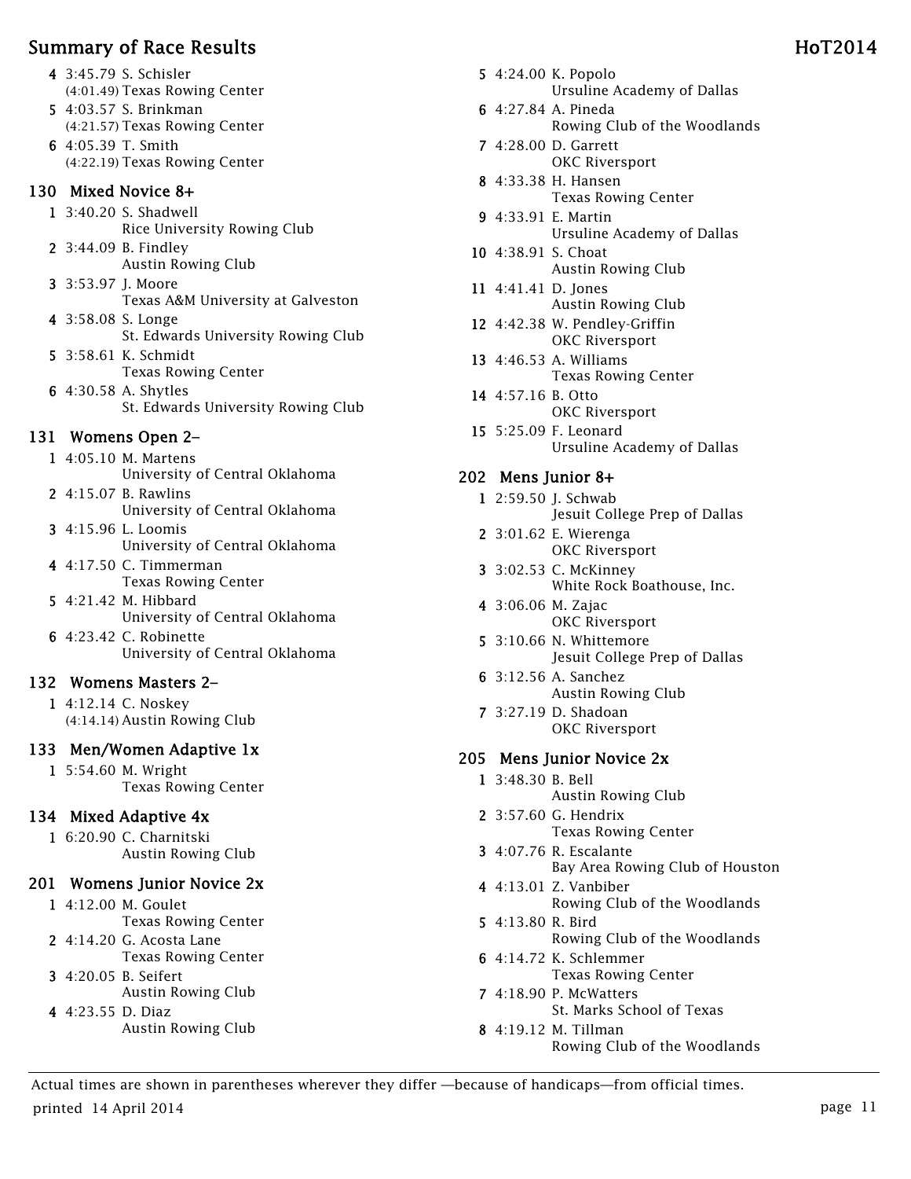4 3:45.79 S. Schisler
(4:01.49) Texas Rowing Center

5 4:03.57 S. Brinkman
(4:21.57) Texas Rowing Center

6 4:05.39 T. Smith
(4:22.19) Texas Rowing Center

## 130 Mixed Novice 8+

1 3:40.20 S. Shadwell
Rice University Rowing Club

2 3:44.09 B. Findley
Austin Rowing Club

3 3:53.97 J. Moore
Texas A&M University at Galveston

4 3:58.08 S. Longe
St. Edwards University Rowing Club

5 3:58.61 K. Schmidt
Texas Rowing Center

6 4:30.58 A. Shytles
St. Edwards University Rowing Club

## 131 Womens Open 2–

1 4:05.10 M. Martens
University of Central Oklahoma

2 4:15.07 B. Rawlins
University of Central Oklahoma

3 4:15.96 L. Loomis
University of Central Oklahoma

4 4:17.50 C. Timmerman
Texas Rowing Center

5 4:21.42 M. Hibbard
University of Central Oklahoma

6 4:23.42 C. Robinette
University of Central Oklahoma

## 132 Womens Masters 2–

1 4:12.14 C. Noskey
(4:14.14) Austin Rowing Club

## 133 Men/Women Adaptive 1x

1 5:54.60 M. Wright
Texas Rowing Center

## 134 Mixed Adaptive 4x

1 6:20.90 C. Charnitski
Austin Rowing Club

## 201 Womens Junior Novice 2x

1 4:12.00 M. Goulet
Texas Rowing Center

2 4:14.20 G. Acosta Lane
Texas Rowing Center

3 4:20.05 B. Seifert
Austin Rowing Club

4 4:23.55 D. Diaz
Austin Rowing Club

5 4:24.00 K. Popolo
Ursuline Academy of Dallas

6 4:27.84 A. Pineda
Rowing Club of the Woodlands

7 4:28.00 D. Garrett
OKC Riversport

8 4:33.38 H. Hansen
Texas Rowing Center

9 4:33.91 E. Martin
Ursuline Academy of Dallas

10 4:38.91 S. Choat
Austin Rowing Club

11 4:41.41 D. Jones
Austin Rowing Club

12 4:42.38 W. Pendley-Griffin
OKC Riversport

13 4:46.53 A. Williams
Texas Rowing Center

14 4:57.16 B. Otto
OKC Riversport

15 5:25.09 F. Leonard
Ursuline Academy of Dallas

## 202 Mens Junior 8+

1 2:59.50 J. Schwab
Jesuit College Prep of Dallas

2 3:01.62 E. Wierenga
OKC Riversport

3 3:02.53 C. McKinney
White Rock Boathouse, Inc.

4 3:06.06 M. Zajac
OKC Riversport

5 3:10.66 N. Whittemore
Jesuit College Prep of Dallas

6 3:12.56 A. Sanchez
Austin Rowing Club

7 3:27.19 D. Shadoan
OKC Riversport

## 205 Mens Junior Novice 2x

1 3:48.30 B. Bell
Austin Rowing Club

2 3:57.60 G. Hendrix
Texas Rowing Center

3 4:07.76 R. Escalante
Bay Area Rowing Club of Houston

4 4:13.01 Z. Vanbiber
Rowing Club of the Woodlands

5 4:13.80 R. Bird
Rowing Club of the Woodlands

6 4:14.72 K. Schlemmer
Texas Rowing Center

7 4:18.90 P. McWatters
St. Marks School of Texas

8 4:19.12 M. Tillman
Rowing Club of the Woodlands

Actual times are shown in parentheses wherever they differ —because of handicaps—from official times.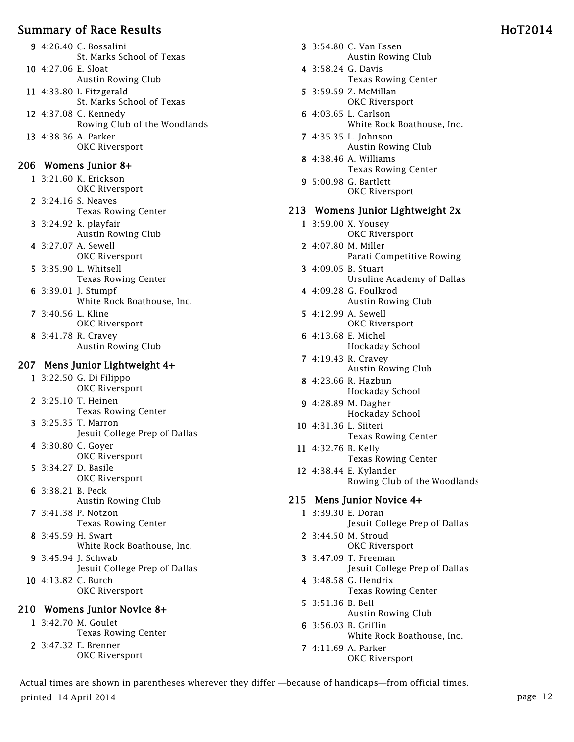9 4:26.40 C. Bossalini
St. Marks School of Texas

10 4:27.06 E. Sloat
Austin Rowing Club

11 4:33.80 I. Fitzgerald
St. Marks School of Texas

12 4:37.08 C. Kennedy
Rowing Club of the Woodlands

13 4:38.36 A. Parker
OKC Riversport

## 206 Womens Junior 8+

1 3:21.60 K. Erickson
OKC Riversport

2 3:24.16 S. Neaves
Texas Rowing Center

3 3:24.92 k. playfair
Austin Rowing Club

4 3:27.07 A. Sewell
OKC Riversport

5 3:35.90 L. Whitsell
Texas Rowing Center

6 3:39.01 J. Stumpf
White Rock Boathouse, Inc.

7 3:40.56 L. Kline
OKC Riversport

8 3:41.78 R. Cravey
Austin Rowing Club

## 207 Mens Junior Lightweight 4+

1 3:22.50 G. Di Filippo
OKC Riversport

2 3:25.10 T. Heinen
Texas Rowing Center

3 3:25.35 T. Marron
Jesuit College Prep of Dallas

4 3:30.80 C. Goyer
OKC Riversport

5 3:34.27 D. Basile
OKC Riversport

6 3:38.21 B. Peck
Austin Rowing Club

7 3:41.38 P. Notzon
Texas Rowing Center

8 3:45.59 H. Swart
White Rock Boathouse, Inc.

9 3:45.94 J. Schwab
Jesuit College Prep of Dallas

10 4:13.82 C. Burch
OKC Riversport

## 210 Womens Junior Novice 8+

1 3:42.70 M. Goulet
Texas Rowing Center

2 3:47.32 E. Brenner
OKC Riversport

3 3:54.80 C. Van Essen
Austin Rowing Club

4 3:58.24 G. Davis
Texas Rowing Center

5 3:59.59 Z. McMillan
OKC Riversport

6 4:03.65 L. Carlson
White Rock Boathouse, Inc.

7 4:35.35 L. Johnson
Austin Rowing Club

8 4:38.46 A. Williams
Texas Rowing Center

9 5:00.98 G. Bartlett
OKC Riversport

## 213 Womens Junior Lightweight 2x

1 3:59.00 X. Yousey
OKC Riversport

2 4:07.80 M. Miller
Parati Competitive Rowing

3 4:09.05 B. Stuart
Ursuline Academy of Dallas

4 4:09.28 G. Foulkrod
Austin Rowing Club

5 4:12.99 A. Sewell
OKC Riversport

6 4:13.68 E. Michel
Hockaday School

7 4:19.43 R. Cravey
Austin Rowing Club

8 4:23.66 R. Hazbun
Hockaday School

9 4:28.89 M. Dagher
Hockaday School

10 4:31.36 L. Siiteri
Texas Rowing Center

11 4:32.76 B. Kelly
Texas Rowing Center

12 4:38.44 E. Kylander
Rowing Club of the Woodlands

## 215 Mens Junior Novice 4+

1 3:39.30 E. Doran
Jesuit College Prep of Dallas

2 3:44.50 M. Stroud
OKC Riversport

3 3:47.09 T. Freeman
Jesuit College Prep of Dallas

4 3:48.58 G. Hendrix
Texas Rowing Center

5 3:51.36 B. Bell
Austin Rowing Club

6 3:56.03 B. Griffin
White Rock Boathouse, Inc.

7 4:11.69 A. Parker
OKC Riversport

Actual times are shown in parentheses wherever they differ —because of handicaps—from official times.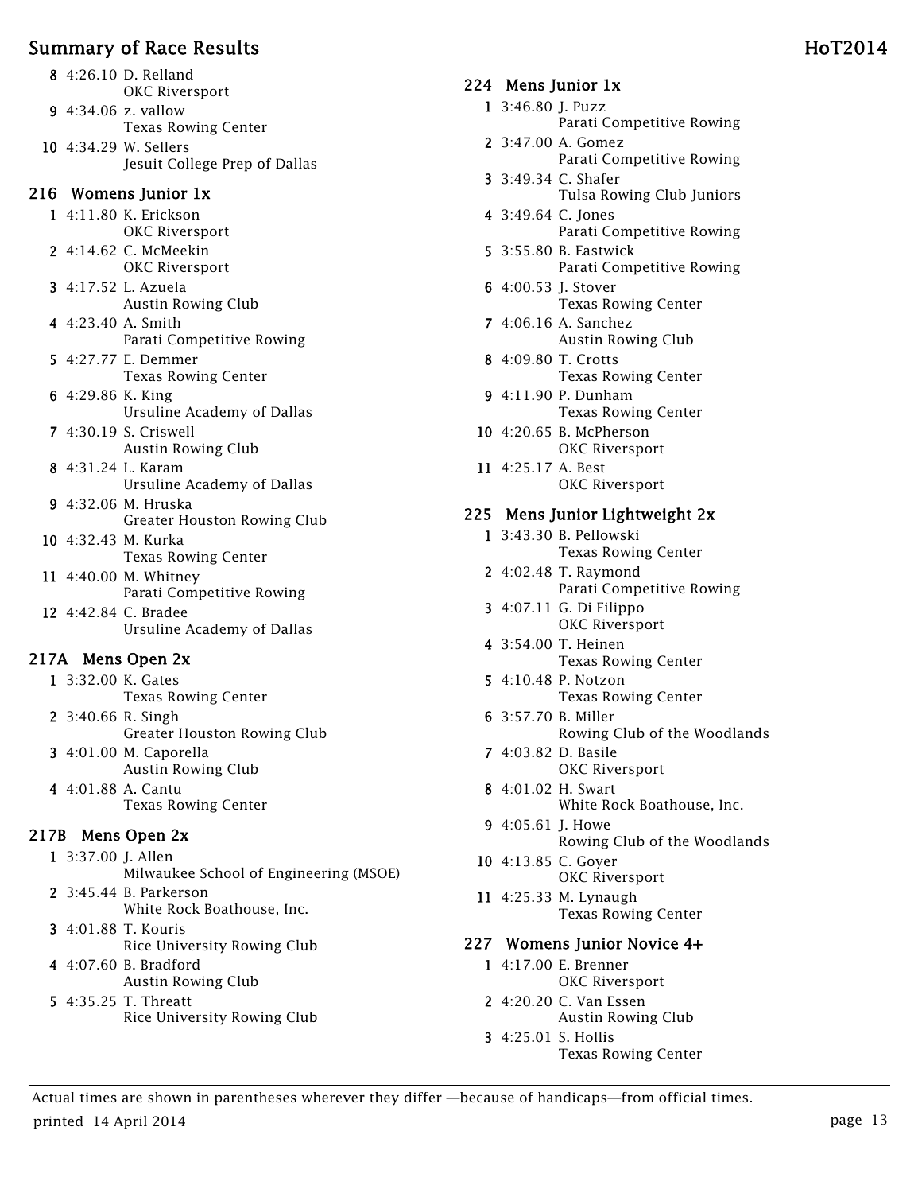8 4:26.10 D. Relland
OKC Riversport

9 4:34.06 z. vallow
Texas Rowing Center

10 4:34.29 W. Sellers
Jesuit College Prep of Dallas

## 216 Womens Junior 1x

1 4:11.80 K. Erickson
OKC Riversport

2 4:14.62 C. McMeekin
OKC Riversport

3 4:17.52 L. Azuela
Austin Rowing Club

4 4:23.40 A. Smith
Parati Competitive Rowing

5 4:27.77 E. Demmer
Texas Rowing Center

6 4:29.86 K. King
Ursuline Academy of Dallas

7 4:30.19 S. Criswell
Austin Rowing Club

8 4:31.24 L. Karam
Ursuline Academy of Dallas

9 4:32.06 M. Hruska
Greater Houston Rowing Club

10 4:32.43 M. Kurka
Texas Rowing Center

11 4:40.00 M. Whitney
Parati Competitive Rowing

12 4:42.84 C. Bradee
Ursuline Academy of Dallas

## 217A Mens Open 2x

1 3:32.00 K. Gates
Texas Rowing Center

2 3:40.66 R. Singh
Greater Houston Rowing Club

3 4:01.00 M. Caporella
Austin Rowing Club

4 4:01.88 A. Cantu
Texas Rowing Center

## 217B Mens Open 2x

1 3:37.00 J. Allen
Milwaukee School of Engineering (MSOE)

2 3:45.44 B. Parkerson
White Rock Boathouse, Inc.

3 4:01.88 T. Kouris
Rice University Rowing Club

4 4:07.60 B. Bradford
Austin Rowing Club

5 4:35.25 T. Threatt
Rice University Rowing Club

## 224 Mens Junior 1x

1 3:46.80 J. Puzz
Parati Competitive Rowing

2 3:47.00 A. Gomez
Parati Competitive Rowing

3 3:49.34 C. Shafer
Tulsa Rowing Club Juniors

4 3:49.64 C. Jones
Parati Competitive Rowing

5 3:55.80 B. Eastwick
Parati Competitive Rowing

6 4:00.53 J. Stover
Texas Rowing Center

7 4:06.16 A. Sanchez
Austin Rowing Club

8 4:09.80 T. Crotts
Texas Rowing Center

9 4:11.90 P. Dunham
Texas Rowing Center

10 4:20.65 B. McPherson
OKC Riversport

11 4:25.17 A. Best
OKC Riversport

## 225 Mens Junior Lightweight 2x

1 3:43.30 B. Pellowski
Texas Rowing Center

2 4:02.48 T. Raymond
Parati Competitive Rowing

3 4:07.11 G. Di Filippo
OKC Riversport

4 3:54.00 T. Heinen
Texas Rowing Center

5 4:10.48 P. Notzon
Texas Rowing Center

6 3:57.70 B. Miller
Rowing Club of the Woodlands

7 4:03.82 D. Basile
OKC Riversport

8 4:01.02 H. Swart
White Rock Boathouse, Inc.

9 4:05.61 J. Howe
Rowing Club of the Woodlands

10 4:13.85 C. Goyer
OKC Riversport

11 4:25.33 M. Lynaugh
Texas Rowing Center

## 227 Womens Junior Novice 4+

1 4:17.00 E. Brenner
OKC Riversport

2 4:20.20 C. Van Essen
Austin Rowing Club

3 4:25.01 S. Hollis
Texas Rowing Center

Actual times are shown in parentheses wherever they differ —because of handicaps—from official times.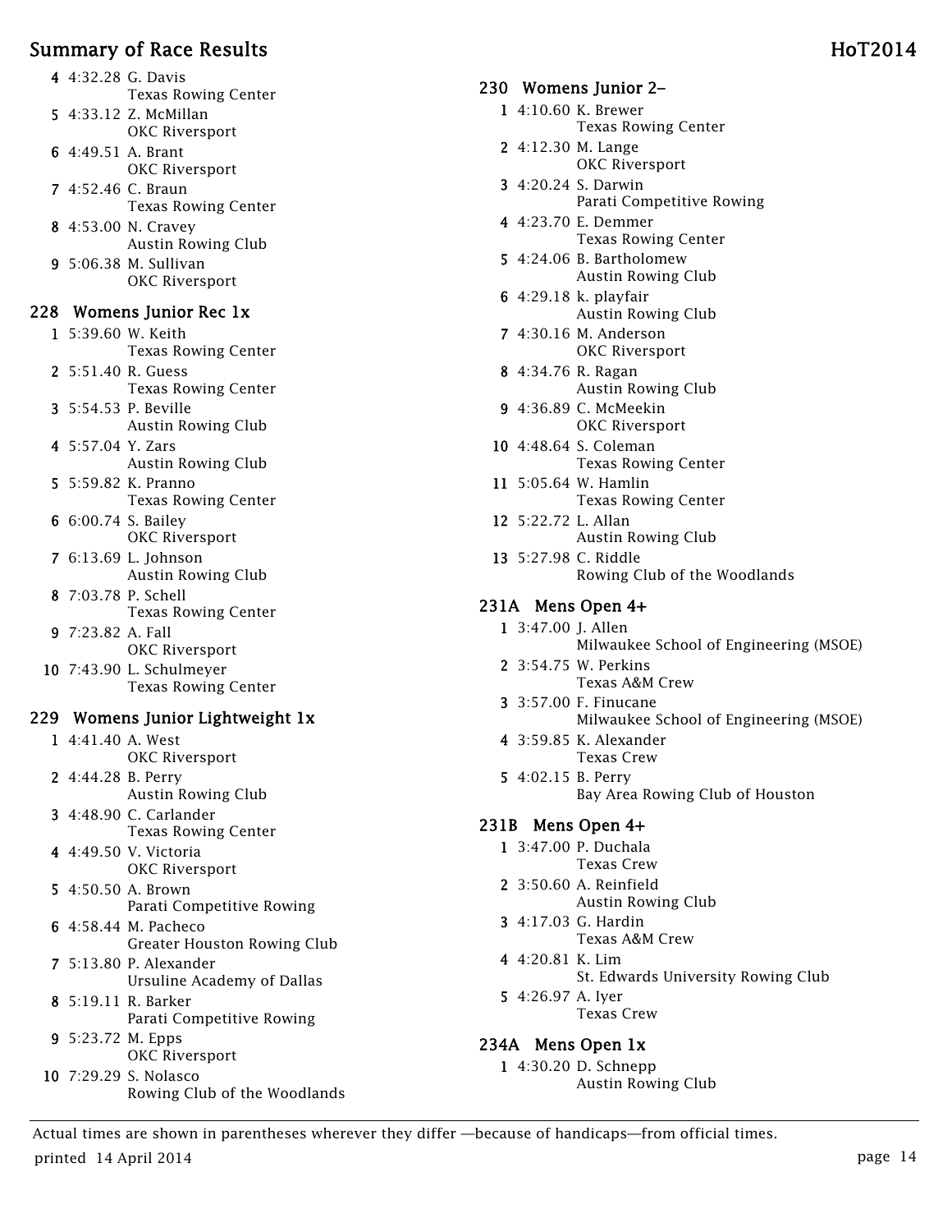4 4:32.28 G. Davis
Texas Rowing Center
5 4:33.12 Z. McMillan
OKC Riversport
6 4:49.51 A. Brant
OKC Riversport
7 4:52.46 C. Braun
Texas Rowing Center
8 4:53.00 N. Cravey
Austin Rowing Club
9 5:06.38 M. Sullivan
OKC Riversport

### 228 Womens Junior Rec 1x

1 5:39.60 W. Keith
Texas Rowing Center
2 5:51.40 R. Guess
Texas Rowing Center
3 5:54.53 P. Beville
Austin Rowing Club
4 5:57.04 Y. Zars
Austin Rowing Club
5 5:59.82 K. Pranno
Texas Rowing Center
6 6:00.74 S. Bailey
OKC Riversport
7 6:13.69 L. Johnson
Austin Rowing Club
8 7:03.78 P. Schell
Texas Rowing Center
9 7:23.82 A. Fall
OKC Riversport
10 7:43.90 L. Schulmeyer
Texas Rowing Center

### 229 Womens Junior Lightweight 1x

1 4:41.40 A. West
OKC Riversport
2 4:44.28 B. Perry
Austin Rowing Club
3 4:48.90 C. Carlander
Texas Rowing Center
4 4:49.50 V. Victoria
OKC Riversport
5 4:50.50 A. Brown
Parati Competitive Rowing
6 4:58.44 M. Pacheco
Greater Houston Rowing Club
7 5:13.80 P. Alexander
Ursuline Academy of Dallas
8 5:19.11 R. Barker
Parati Competitive Rowing
9 5:23.72 M. Epps
OKC Riversport
10 7:29.29 S. Nolasco
Rowing Club of the Woodlands

### 230 Womens Junior 2–

1 4:10.60 K. Brewer
Texas Rowing Center
2 4:12.30 M. Lange
OKC Riversport
3 4:20.24 S. Darwin
Parati Competitive Rowing
4 4:23.70 E. Demmer
Texas Rowing Center
5 4:24.06 B. Bartholomew
Austin Rowing Club
6 4:29.18 k. playfair
Austin Rowing Club
7 4:30.16 M. Anderson
OKC Riversport
8 4:34.76 R. Ragan
Austin Rowing Club
9 4:36.89 C. McMeekin
OKC Riversport
10 4:48.64 S. Coleman
Texas Rowing Center
11 5:05.64 W. Hamlin
Texas Rowing Center
12 5:22.72 L. Allan
Austin Rowing Club
13 5:27.98 C. Riddle
Rowing Club of the Woodlands

### 231A Mens Open 4+

1 3:47.00 J. Allen
Milwaukee School of Engineering (MSOE)
2 3:54.75 W. Perkins
Texas A&M Crew
3 3:57.00 F. Finucane
Milwaukee School of Engineering (MSOE)
4 3:59.85 K. Alexander
Texas Crew
5 4:02.15 B. Perry
Bay Area Rowing Club of Houston

### 231B Mens Open 4+

1 3:47.00 P. Duchala
Texas Crew
2 3:50.60 A. Reinfield
Austin Rowing Club
3 4:17.03 G. Hardin
Texas A&M Crew
4 4:20.81 K. Lim
St. Edwards University Rowing Club
5 4:26.97 A. Iyer
Texas Crew

### 234A Mens Open 1x

1 4:30.20 D. Schnepp
Austin Rowing Club

Actual times are shown in parentheses wherever they differ —because of handicaps—from official times.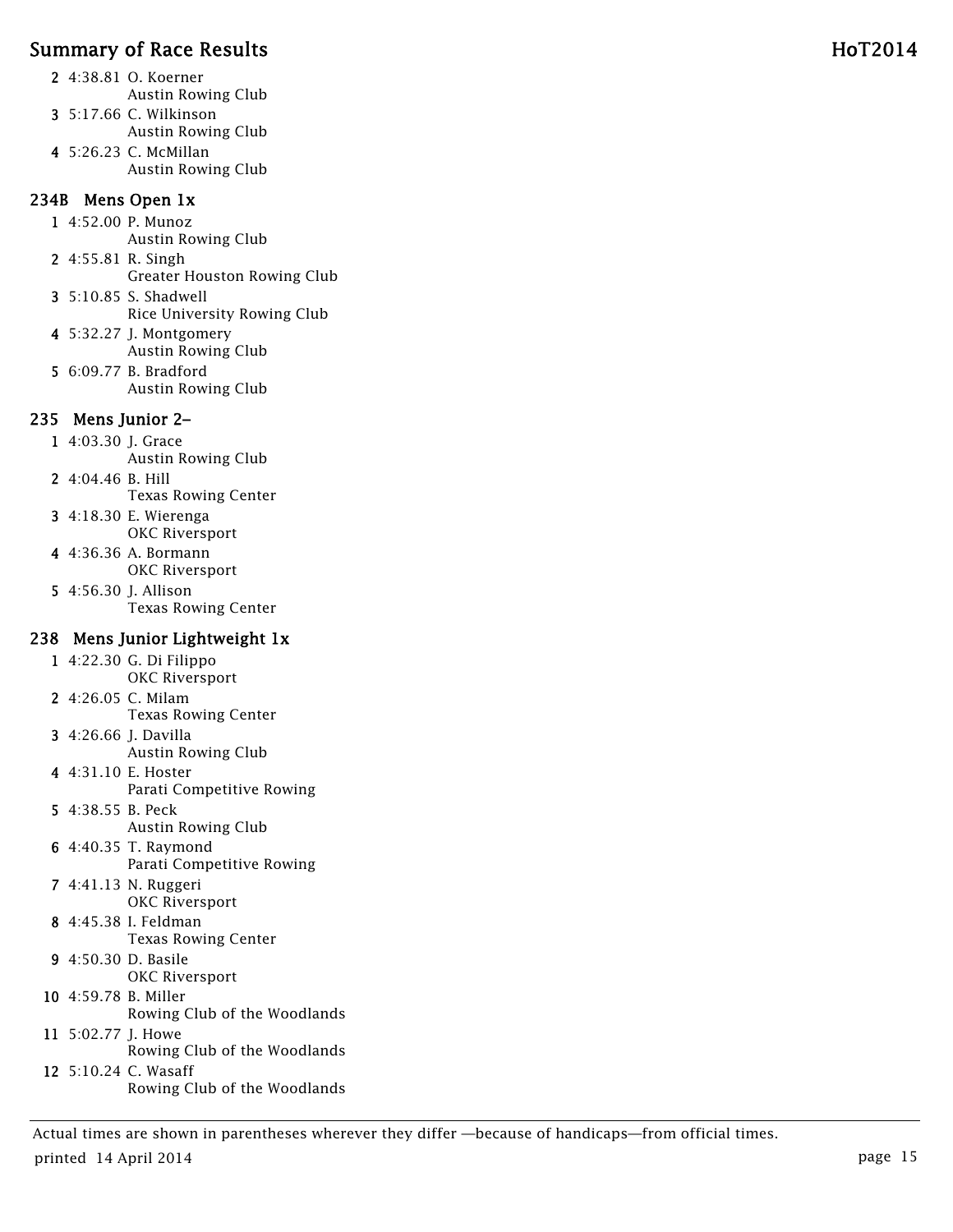2 4:38.81 O. Koerner
Austin Rowing Club
3 5:17.66 C. Wilkinson
Austin Rowing Club
4 5:26.23 C. McMillan
Austin Rowing Club

## 234B Mens Open 1x

1 4:52.00 P. Munoz
Austin Rowing Club
2 4:55.81 R. Singh
Greater Houston Rowing Club
3 5:10.85 S. Shadwell
Rice University Rowing Club
4 5:32.27 J. Montgomery
Austin Rowing Club
5 6:09.77 B. Bradford
Austin Rowing Club

## 235 Mens Junior 2–

1 4:03.30 J. Grace
Austin Rowing Club
2 4:04.46 B. Hill
Texas Rowing Center
3 4:18.30 E. Wierenga
OKC Riversport
4 4:36.36 A. Bormann
OKC Riversport
5 4:56.30 J. Allison
Texas Rowing Center

## 238 Mens Junior Lightweight 1x

1 4:22.30 G. Di Filippo
OKC Riversport
2 4:26.05 C. Milam
Texas Rowing Center
3 4:26.66 J. Davilla
Austin Rowing Club
4 4:31.10 E. Hoster
Parati Competitive Rowing
5 4:38.55 B. Peck
Austin Rowing Club
6 4:40.35 T. Raymond
Parati Competitive Rowing
7 4:41.13 N. Ruggeri
OKC Riversport
8 4:45.38 I. Feldman
Texas Rowing Center
9 4:50.30 D. Basile
OKC Riversport
10 4:59.78 B. Miller
Rowing Club of the Woodlands
11 5:02.77 J. Howe
Rowing Club of the Woodlands
12 5:10.24 C. Wasaff
Rowing Club of the Woodlands

Actual times are shown in parentheses wherever they differ —because of handicaps—from official times.